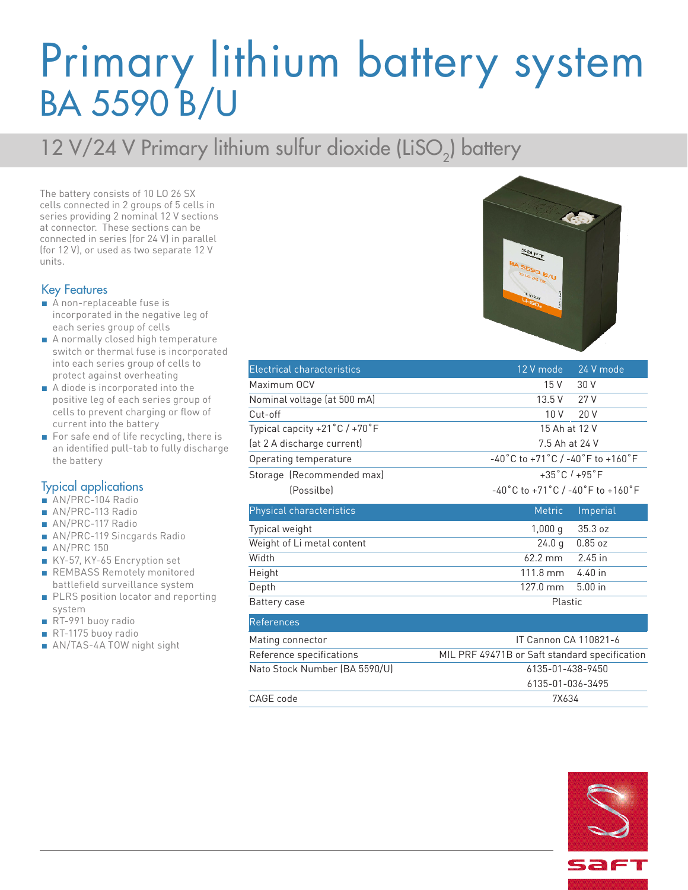# Primary lithium battery system BA 5590 B/U

## 12 V/24 V Primary lithium sulfur dioxide ($LiSO_2$) battery

The battery consists of 10 LO 26 SX cells connected in 2 groups of 5 cells in series providing 2 nominal 12 V sections at connector. These sections can be connected in series (for 24 V) in parallel (for 12 V), or used as two separate 12 V units.

### Key Features

- A non-replaceable fuse is incorporated in the negative leg of each series group of cells
- A normally closed high temperature switch or thermal fuse is incorporated into each series group of cells to protect against overheating
- A diode is incorporated into the positive leg of each series group of cells to prevent charging or flow of current into the battery
- For safe end of life recycling, there is an identified pull-tab to fully discharge the battery

### Typical applications

- AN/PRC-104 Radio
- AN/PRC-113 Radio
- AN/PRC-117 Radio
- AN/PRC-119 Sincgards Radio
- AN/PRC 150
- KY-57, KY-65 Encryption set
- REMBASS Remotely monitored battlefield surveillance system
- PLRS position locator and reporting system
- RT-991 buoy radio
- RT-1175 buoy radio
- AN/TAS-4A TOW night sight

| Electrical characteristics | 12 V mode | 24 V mode |
|---|---|---|
| Maximum OCV | 15 V | 30 V |
| Nominal voltage (at 500 mA) | 13.5 V | 27 V |
| Cut-off | 10 V | 20 V |
| Typical capcity +21˚C / +70˚F | 15 Ah at 12 V | |
| (at 2 A discharge current) | 7.5 Ah at 24 V | |
| Operating temperature | -40˚C to +71˚C / -40˚F to +160˚F | |
| Storage (Recommended max) | +35˚C / +95˚F | |
| (Possilbe) | -40˚C to +71˚C / -40˚F to +160˚F | |

| Physical characteristics | Metric | Imperial |
|---|---|---|
| Typical weight | 1,000 g | 35.3 oz |
| Weight of Li metal content | 24.0 g | 0.85 oz |
| Width | 62.2 mm | 2.45 in |
| Height | 111.8 mm | 4.40 in |
| Depth | 127.0 mm | 5.00 in |
| Battery case | Plastic | |

| References | |
|---|---|
| Mating connector | IT Cannon CA 110821-6 |
| Reference specifications | MIL PRF 49471B or Saft standard specification |
| Nato Stock Number (BA 5590/U) | 6135-01-438-9450 |
| | 6135-01-036-3495 |
| CAGE code | 7X634 |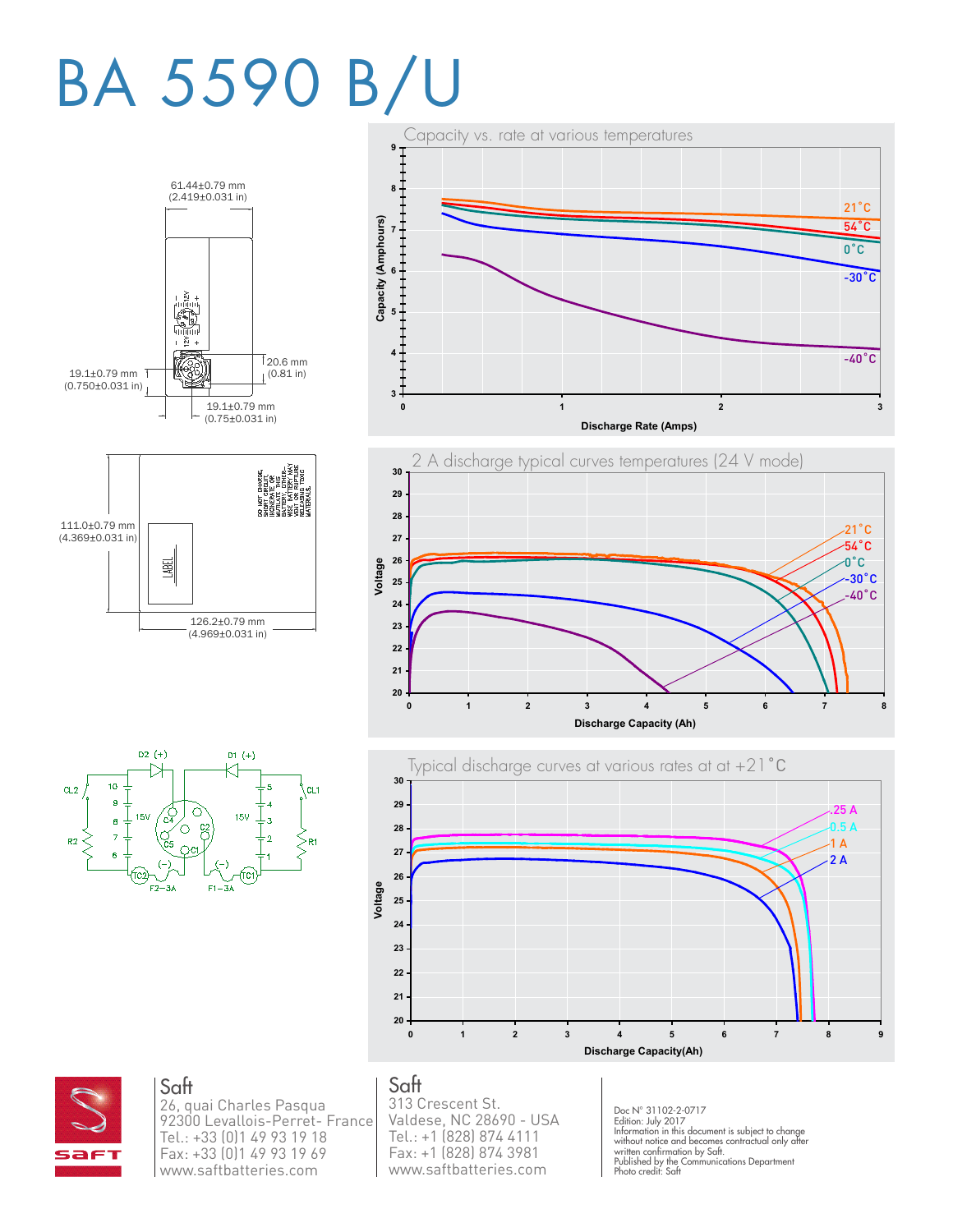# BA 5590 B/U

61.44±0.79 mm
(2.419±0.031 in)

20.6 mm
(0.81 in)

19.1±0.79 mm
(0.750±0.031 in)

19.1±0.79 mm
(0.75±0.031 in)

111.0±0.79 mm
(4.369±0.031 in)

126.2±0.79 mm
(4.969±0.031 in)

DO NOT CHARGE, SHORT CIRCUIT, INCINERATE OR MUTILATE. THE BATTERY, OTHERWISE BATTERY MAY VENT OR RUPTURE RELEASING TOXIC MATERIALS.

LABEL

D2 (+) D1 (+)
CL2 CL1
10 9 8 7 6 5 4 3 2 1
15V 15V
C4 C2 C5 C1
R2 R1
(-) (-)
TC2 TC1
F2-3A F1-3A

## Capacity vs. rate at various temperatures

Capacity (Amphours)
Discharge Rate (Amps)
21°C
54°C
0°C
-30°C
-40°C

## 2 A discharge typical curves temperatures (24 V mode)

Voltage
Discharge Capacity (Ah)
21°C
54°C
0°C
-30°C
-40°C

## Typical discharge curves at various rates at at +21°C

Voltage
Discharge Capacity(Ah)
.25 A
0.5 A
1 A
2 A

---

**Saft**
26, quai Charles Pasqua
92300 Levallois-Perret- France
Tel.: +33 (0)1 49 93 19 18
Fax: +33 (0)1 49 93 19 69
www.saftbatteries.com

**Saft**
313 Crescent St.
Valdese, NC 28690 - USA
Tel.: +1 (828) 874 4111
Fax: +1 (828) 874 3981
www.saftbatteries.com

Doc N° 31102-2-0717
Edition: July 2017
Information in this document is subject to change without notice and becomes contractual only after written confirmation by Saft.
Published by the Communications Department
Photo credit: Saft